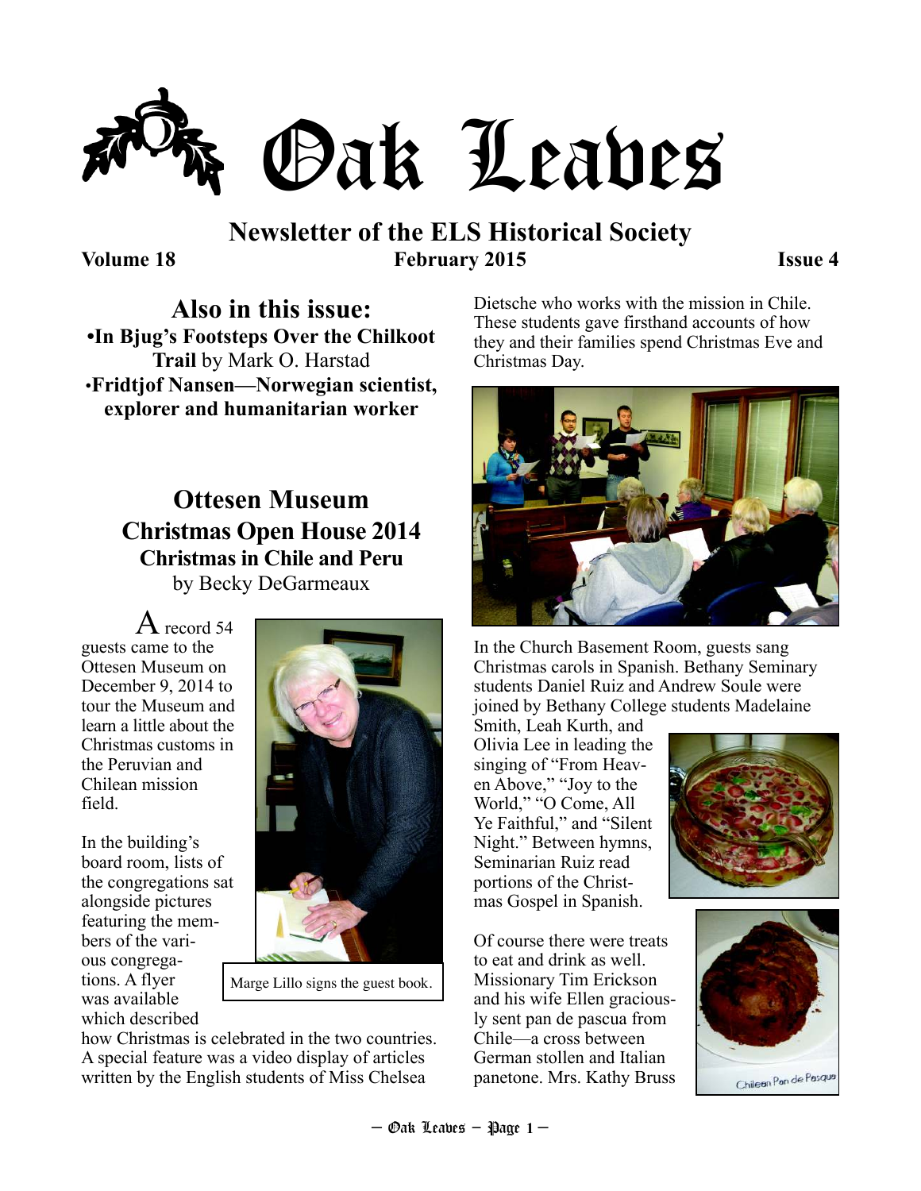# Oak Leaves

## Newsletter of the ELS Historical Society

**Volume 18** **February 2015** **Issue 4**

### Also in this issue:

- **In Bjug's Footsteps Over the Chilkoot Trail** by Mark O. Harstad
- **Fridtjof Nansen—Norwegian scientist, explorer and humanitarian worker**

## Ottesen Museum Christmas Open House 2014

### Christmas in Chile and Peru

by Becky DeGarmeaux

A record 54 guests came to the Ottesen Museum on December 9, 2014 to tour the Museum and learn a little about the Christmas customs in the Peruvian and Chilean mission field.

Marge Lillo signs the guest book.

In the building's board room, lists of the congregations sat alongside pictures featuring the members of the various congregations. A flyer was available which described how Christmas is celebrated in the two countries. A special feature was a video display of articles written by the English students of Miss Chelsea Dietsche who works with the mission in Chile. These students gave firsthand accounts of how they and their families spend Christmas Eve and Christmas Day.

In the Church Basement Room, guests sang Christmas carols in Spanish. Bethany Seminary students Daniel Ruiz and Andrew Soule were joined by Bethany College students Madelaine Smith, Leah Kurth, and Olivia Lee in leading the singing of "From Heaven Above," "Joy to the World," "O Come, All Ye Faithful," and "Silent Night." Between hymns, Seminarian Ruiz read portions of the Christmas Gospel in Spanish.

Of course there were treats to eat and drink as well. Missionary Tim Erickson and his wife Ellen graciously sent pan de pascua from Chile—a cross between German stollen and Italian panetone. Mrs. Kathy Bruss

Chilean Pan de Pasqua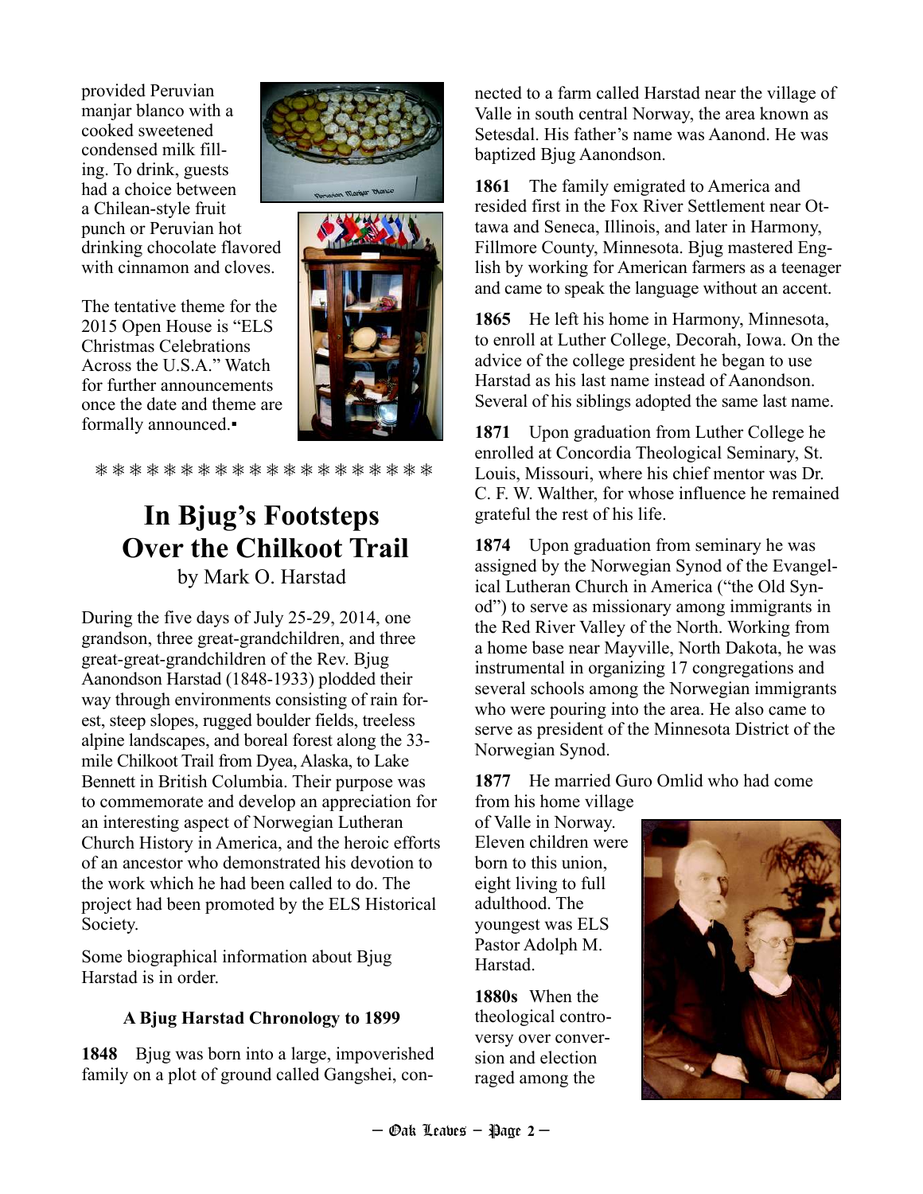provided Peruvian manjar blanco with a cooked sweetened condensed milk filling. To drink, guests had a choice between a Chilean-style fruit punch or Peruvian hot drinking chocolate flavored with cinnamon and cloves.

The tentative theme for the 2015 Open House is "ELS Christmas Celebrations Across the U.S.A." Watch for further announcements once the date and theme are formally announced.▪

❄ ❄ ❄ ❄ ❄ ❄ ❄ ❄ ❄ ❄ ❄ ❄ ❄ ❄ ❄ ❄ ❄ ❄ ❄ ❄ ❄

# In Bjug's Footsteps Over the Chilkoot Trail

by Mark O. Harstad

During the five days of July 25-29, 2014, one grandson, three great-grandchildren, and three great-great-grandchildren of the Rev. Bjug Aanondson Harstad (1848-1933) plodded their way through environments consisting of rain forest, steep slopes, rugged boulder fields, treeless alpine landscapes, and boreal forest along the 33-mile Chilkoot Trail from Dyea, Alaska, to Lake Bennett in British Columbia. Their purpose was to commemorate and develop an appreciation for an interesting aspect of Norwegian Lutheran Church History in America, and the heroic efforts of an ancestor who demonstrated his devotion to the work which he had been called to do. The project had been promoted by the ELS Historical Society.

Some biographical information about Bjug Harstad is in order.

### A Bjug Harstad Chronology to 1899

**1848** Bjug was born into a large, impoverished family on a plot of ground called Gangshei, connected to a farm called Harstad near the village of Valle in south central Norway, the area known as Setesdal. His father's name was Aanond. He was baptized Bjug Aanondson.

**1861** The family emigrated to America and resided first in the Fox River Settlement near Ottawa and Seneca, Illinois, and later in Harmony, Fillmore County, Minnesota. Bjug mastered English by working for American farmers as a teenager and came to speak the language without an accent.

**1865** He left his home in Harmony, Minnesota, to enroll at Luther College, Decorah, Iowa. On the advice of the college president he began to use Harstad as his last name instead of Aanondson. Several of his siblings adopted the same last name.

**1871** Upon graduation from Luther College he enrolled at Concordia Theological Seminary, St. Louis, Missouri, where his chief mentor was Dr. C. F. W. Walther, for whose influence he remained grateful the rest of his life.

**1874** Upon graduation from seminary he was assigned by the Norwegian Synod of the Evangelical Lutheran Church in America ("the Old Synod") to serve as missionary among immigrants in the Red River Valley of the North. Working from a home base near Mayville, North Dakota, he was instrumental in organizing 17 congregations and several schools among the Norwegian immigrants who were pouring into the area. He also came to serve as president of the Minnesota District of the Norwegian Synod.

**1877** He married Guro Omlid who had come from his home village of Valle in Norway. Eleven children were born to this union, eight living to full adulthood. The youngest was ELS Pastor Adolph M. Harstad.

**1880s** When the theological controversy over conversion and election raged among the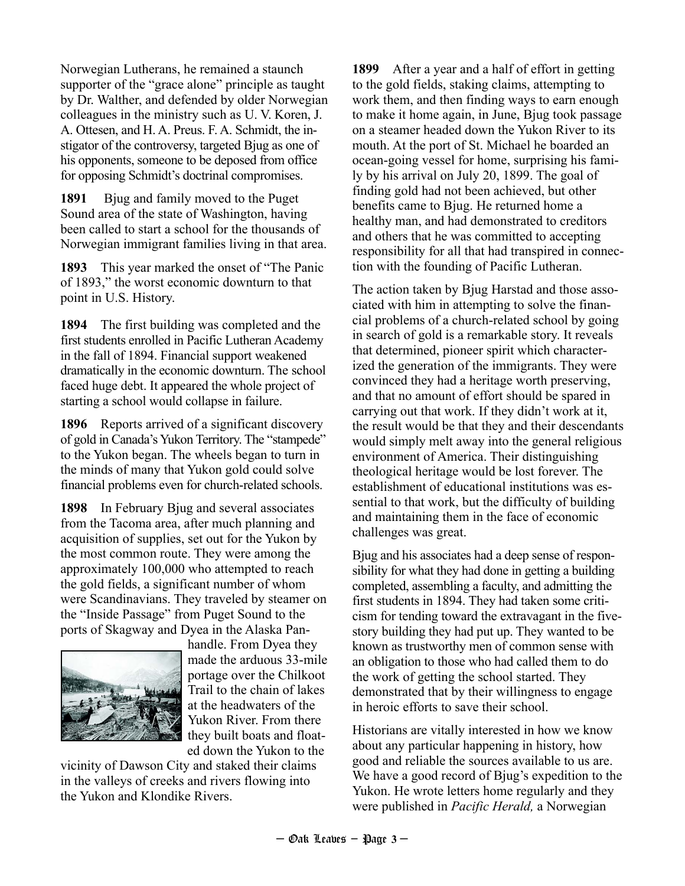Norwegian Lutherans, he remained a staunch supporter of the "grace alone" principle as taught by Dr. Walther, and defended by older Norwegian colleagues in the ministry such as U. V. Koren, J. A. Ottesen, and H. A. Preus. F. A. Schmidt, the instigator of the controversy, targeted Bjug as one of his opponents, someone to be deposed from office for opposing Schmidt's doctrinal compromises.

**1891** Bjug and family moved to the Puget Sound area of the state of Washington, having been called to start a school for the thousands of Norwegian immigrant families living in that area.

**1893** This year marked the onset of "The Panic of 1893," the worst economic downturn to that point in U.S. History.

**1894** The first building was completed and the first students enrolled in Pacific Lutheran Academy in the fall of 1894. Financial support weakened dramatically in the economic downturn. The school faced huge debt. It appeared the whole project of starting a school would collapse in failure.

**1896** Reports arrived of a significant discovery of gold in Canada's Yukon Territory. The "stampede" to the Yukon began. The wheels began to turn in the minds of many that Yukon gold could solve financial problems even for church-related schools.

**1898** In February Bjug and several associates from the Tacoma area, after much planning and acquisition of supplies, set out for the Yukon by the most common route. They were among the approximately 100,000 who attempted to reach the gold fields, a significant number of whom were Scandinavians. They traveled by steamer on the "Inside Passage" from Puget Sound to the ports of Skagway and Dyea in the Alaska Panhandle. From Dyea they made the arduous 33-mile portage over the Chilkoot Trail to the chain of lakes at the headwaters of the Yukon River. From there they built boats and floated down the Yukon to the vicinity of Dawson City and staked their claims in the valleys of creeks and rivers flowing into the Yukon and Klondike Rivers.

**1899** After a year and a half of effort in getting to the gold fields, staking claims, attempting to work them, and then finding ways to earn enough to make it home again, in June, Bjug took passage on a steamer headed down the Yukon River to its mouth. At the port of St. Michael he boarded an ocean-going vessel for home, surprising his family by his arrival on July 20, 1899. The goal of finding gold had not been achieved, but other benefits came to Bjug. He returned home a healthy man, and had demonstrated to creditors and others that he was committed to accepting responsibility for all that had transpired in connection with the founding of Pacific Lutheran.

The action taken by Bjug Harstad and those associated with him in attempting to solve the financial problems of a church-related school by going in search of gold is a remarkable story. It reveals that determined, pioneer spirit which characterized the generation of the immigrants. They were convinced they had a heritage worth preserving, and that no amount of effort should be spared in carrying out that work. If they didn't work at it, the result would be that they and their descendants would simply melt away into the general religious environment of America. Their distinguishing theological heritage would be lost forever. The establishment of educational institutions was essential to that work, but the difficulty of building and maintaining them in the face of economic challenges was great.

Bjug and his associates had a deep sense of responsibility for what they had done in getting a building completed, assembling a faculty, and admitting the first students in 1894. They had taken some criticism for tending toward the extravagant in the five-story building they had put up. They wanted to be known as trustworthy men of common sense with an obligation to those who had called them to do the work of getting the school started. They demonstrated that by their willingness to engage in heroic efforts to save their school.

Historians are vitally interested in how we know about any particular happening in history, how good and reliable the sources available to us are. We have a good record of Bjug's expedition to the Yukon. He wrote letters home regularly and they were published in *Pacific Herald,* a Norwegian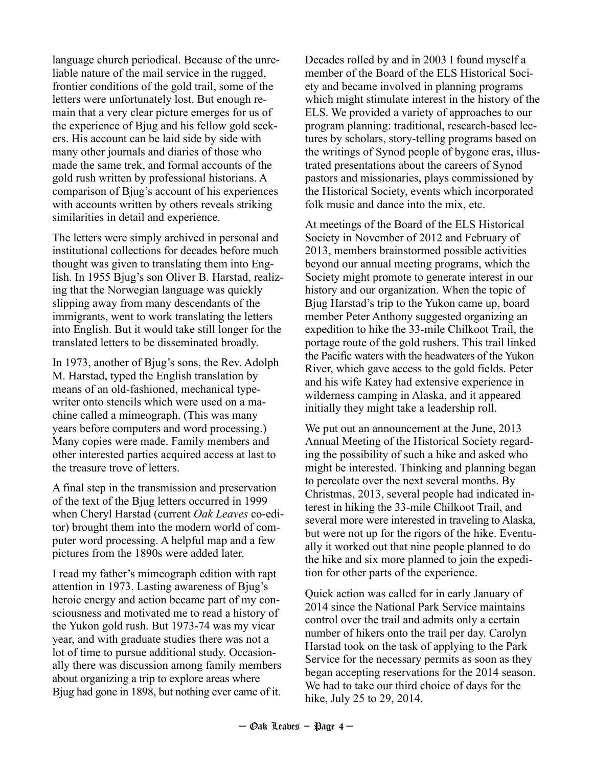language church periodical. Because of the unreliable nature of the mail service in the rugged, frontier conditions of the gold trail, some of the letters were unfortunately lost. But enough remain that a very clear picture emerges for us of the experience of Bjug and his fellow gold seekers. His account can be laid side by side with many other journals and diaries of those who made the same trek, and formal accounts of the gold rush written by professional historians. A comparison of Bjug's account of his experiences with accounts written by others reveals striking similarities in detail and experience.

The letters were simply archived in personal and institutional collections for decades before much thought was given to translating them into English. In 1955 Bjug's son Oliver B. Harstad, realizing that the Norwegian language was quickly slipping away from many descendants of the immigrants, went to work translating the letters into English. But it would take still longer for the translated letters to be disseminated broadly.

In 1973, another of Bjug's sons, the Rev. Adolph M. Harstad, typed the English translation by means of an old-fashioned, mechanical typewriter onto stencils which were used on a machine called a mimeograph. (This was many years before computers and word processing.) Many copies were made. Family members and other interested parties acquired access at last to the treasure trove of letters.

A final step in the transmission and preservation of the text of the Bjug letters occurred in 1999 when Cheryl Harstad (current *Oak Leaves* co-editor) brought them into the modern world of computer word processing. A helpful map and a few pictures from the 1890s were added later.

I read my father's mimeograph edition with rapt attention in 1973. Lasting awareness of Bjug's heroic energy and action became part of my consciousness and motivated me to read a history of the Yukon gold rush. But 1973-74 was my vicar year, and with graduate studies there was not a lot of time to pursue additional study. Occasionally there was discussion among family members about organizing a trip to explore areas where Bjug had gone in 1898, but nothing ever came of it.

Decades rolled by and in 2003 I found myself a member of the Board of the ELS Historical Society and became involved in planning programs which might stimulate interest in the history of the ELS. We provided a variety of approaches to our program planning: traditional, research-based lectures by scholars, story-telling programs based on the writings of Synod people of bygone eras, illustrated presentations about the careers of Synod pastors and missionaries, plays commissioned by the Historical Society, events which incorporated folk music and dance into the mix, etc.

At meetings of the Board of the ELS Historical Society in November of 2012 and February of 2013, members brainstormed possible activities beyond our annual meeting programs, which the Society might promote to generate interest in our history and our organization. When the topic of Bjug Harstad's trip to the Yukon came up, board member Peter Anthony suggested organizing an expedition to hike the 33-mile Chilkoot Trail, the portage route of the gold rushers. This trail linked the Pacific waters with the headwaters of the Yukon River, which gave access to the gold fields. Peter and his wife Katey had extensive experience in wilderness camping in Alaska, and it appeared initially they might take a leadership roll.

We put out an announcement at the June, 2013 Annual Meeting of the Historical Society regarding the possibility of such a hike and asked who might be interested. Thinking and planning began to percolate over the next several months. By Christmas, 2013, several people had indicated interest in hiking the 33-mile Chilkoot Trail, and several more were interested in traveling to Alaska, but were not up for the rigors of the hike. Eventually it worked out that nine people planned to do the hike and six more planned to join the expedition for other parts of the experience.

Quick action was called for in early January of 2014 since the National Park Service maintains control over the trail and admits only a certain number of hikers onto the trail per day. Carolyn Harstad took on the task of applying to the Park Service for the necessary permits as soon as they began accepting reservations for the 2014 season. We had to take our third choice of days for the hike, July 25 to 29, 2014.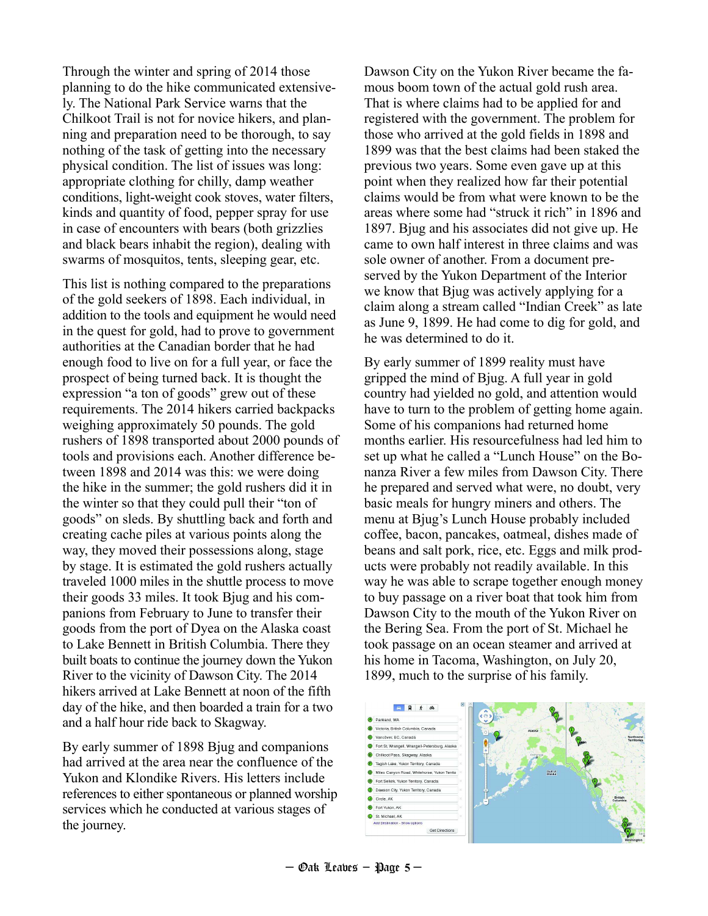Through the winter and spring of 2014 those planning to do the hike communicated extensively. The National Park Service warns that the Chilkoot Trail is not for novice hikers, and planning and preparation need to be thorough, to say nothing of the task of getting into the necessary physical condition. The list of issues was long: appropriate clothing for chilly, damp weather conditions, light-weight cook stoves, water filters, kinds and quantity of food, pepper spray for use in case of encounters with bears (both grizzlies and black bears inhabit the region), dealing with swarms of mosquitos, tents, sleeping gear, etc.

This list is nothing compared to the preparations of the gold seekers of 1898. Each individual, in addition to the tools and equipment he would need in the quest for gold, had to prove to government authorities at the Canadian border that he had enough food to live on for a full year, or face the prospect of being turned back. It is thought the expression "a ton of goods" grew out of these requirements. The 2014 hikers carried backpacks weighing approximately 50 pounds. The gold rushers of 1898 transported about 2000 pounds of tools and provisions each. Another difference between 1898 and 2014 was this: we were doing the hike in the summer; the gold rushers did it in the winter so that they could pull their "ton of goods" on sleds. By shuttling back and forth and creating cache piles at various points along the way, they moved their possessions along, stage by stage. It is estimated the gold rushers actually traveled 1000 miles in the shuttle process to move their goods 33 miles. It took Bjug and his companions from February to June to transfer their goods from the port of Dyea on the Alaska coast to Lake Bennett in British Columbia. There they built boats to continue the journey down the Yukon River to the vicinity of Dawson City. The 2014 hikers arrived at Lake Bennett at noon of the fifth day of the hike, and then boarded a train for a two and a half hour ride back to Skagway.

By early summer of 1898 Bjug and companions had arrived at the area near the confluence of the Yukon and Klondike Rivers. His letters include references to either spontaneous or planned worship services which he conducted at various stages of the journey.

Dawson City on the Yukon River became the famous boom town of the actual gold rush area. That is where claims had to be applied for and registered with the government. The problem for those who arrived at the gold fields in 1898 and 1899 was that the best claims had been staked the previous two years. Some even gave up at this point when they realized how far their potential claims would be from what were known to be the areas where some had "struck it rich" in 1896 and 1897. Bjug and his associates did not give up. He came to own half interest in three claims and was sole owner of another. From a document preserved by the Yukon Department of the Interior we know that Bjug was actively applying for a claim along a stream called "Indian Creek" as late as June 9, 1899. He had come to dig for gold, and he was determined to do it.

By early summer of 1899 reality must have gripped the mind of Bjug. A full year in gold country had yielded no gold, and attention would have to turn to the problem of getting home again. Some of his companions had returned home months earlier. His resourcefulness had led him to set up what he called a "Lunch House" on the Bonanza River a few miles from Dawson City. There he prepared and served what were, no doubt, very basic meals for hungry miners and others. The menu at Bjug's Lunch House probably included coffee, bacon, pancakes, oatmeal, dishes made of beans and salt pork, rice, etc. Eggs and milk products were probably not readily available. In this way he was able to scrape together enough money to buy passage on a river boat that took him from Dawson City to the mouth of the Yukon River on the Bering Sea. From the port of St. Michael he took passage on an ocean steamer and arrived at his home in Tacoma, Washington, on July 20, 1899, much to the surprise of his family.

- A Parkland, WA
- B Victoria, British Columbia, Canada
- C Vancouver, BC, Canada
- D Fort St. Wrangell, Wrangell-Petersburg, Alaska
- E Chilkoot Pass, Skagway, Alaska
- F Tagish Lake, Yukon Territory, Canada
- G Miles Canyon Road, Whitehorse, Yukon Territo
- H Fort Selkirk, Yukon Territory, Canada
- I Dawson City, Yukon Territory, Canada
- J Circle, AK
- K Fort Yukon, AK
- L St. Michael, AK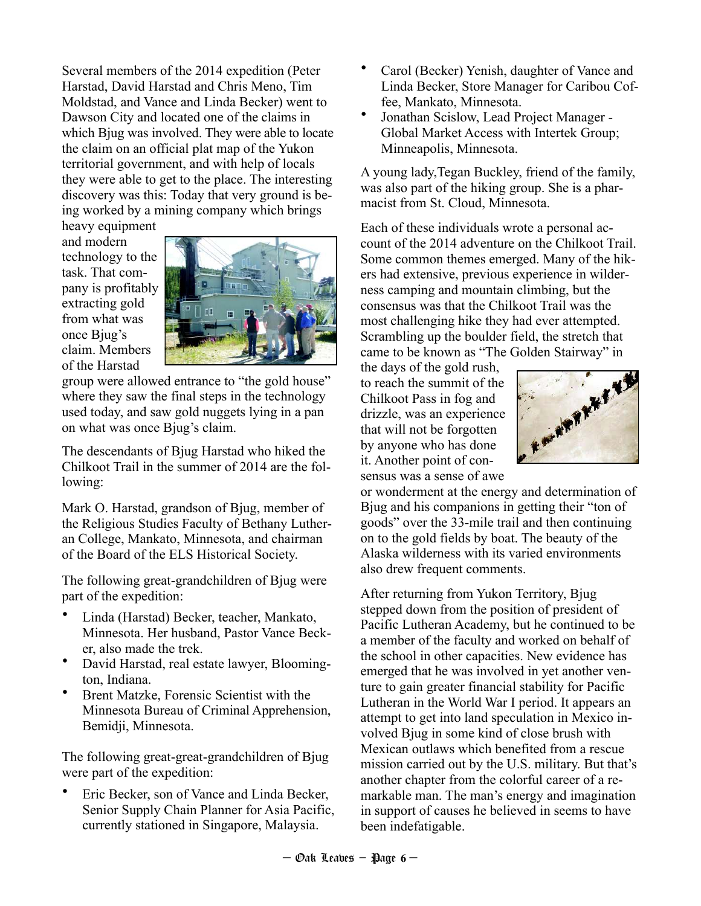Several members of the 2014 expedition (Peter Harstad, David Harstad and Chris Meno, Tim Moldstad, and Vance and Linda Becker) went to Dawson City and located one of the claims in which Bjug was involved. They were able to locate the claim on an official plat map of the Yukon territorial government, and with help of locals they were able to get to the place. The interesting discovery was this: Today that very ground is being worked by a mining company which brings heavy equipment and modern technology to the task. That company is profitably extracting gold from what was once Bjug's claim. Members of the Harstad group were allowed entrance to "the gold house" where they saw the final steps in the technology used today, and saw gold nuggets lying in a pan on what was once Bjug's claim.

The descendants of Bjug Harstad who hiked the Chilkoot Trail in the summer of 2014 are the following:

Mark O. Harstad, grandson of Bjug, member of the Religious Studies Faculty of Bethany Lutheran College, Mankato, Minnesota, and chairman of the Board of the ELS Historical Society.

The following great-grandchildren of Bjug were part of the expedition:

- Linda (Harstad) Becker, teacher, Mankato, Minnesota. Her husband, Pastor Vance Becker, also made the trek.
- David Harstad, real estate lawyer, Bloomington, Indiana.
- Brent Matzke, Forensic Scientist with the Minnesota Bureau of Criminal Apprehension, Bemidji, Minnesota.

The following great-great-grandchildren of Bjug were part of the expedition:

- Eric Becker, son of Vance and Linda Becker, Senior Supply Chain Planner for Asia Pacific, currently stationed in Singapore, Malaysia.
- Carol (Becker) Yenish, daughter of Vance and Linda Becker, Store Manager for Caribou Coffee, Mankato, Minnesota.
- Jonathan Scislow, Lead Project Manager - Global Market Access with Intertek Group; Minneapolis, Minnesota.

A young lady,Tegan Buckley, friend of the family, was also part of the hiking group. She is a pharmacist from St. Cloud, Minnesota.

Each of these individuals wrote a personal account of the 2014 adventure on the Chilkoot Trail. Some common themes emerged. Many of the hikers had extensive, previous experience in wilderness camping and mountain climbing, but the consensus was that the Chilkoot Trail was the most challenging hike they had ever attempted. Scrambling up the boulder field, the stretch that came to be known as "The Golden Stairway" in the days of the gold rush, to reach the summit of the Chilkoot Pass in fog and drizzle, was an experience that will not be forgotten by anyone who has done it. Another point of consensus was a sense of awe or wonderment at the energy and determination of Bjug and his companions in getting their "ton of goods" over the 33-mile trail and then continuing on to the gold fields by boat. The beauty of the Alaska wilderness with its varied environments also drew frequent comments.

After returning from Yukon Territory, Bjug stepped down from the position of president of Pacific Lutheran Academy, but he continued to be a member of the faculty and worked on behalf of the school in other capacities. New evidence has emerged that he was involved in yet another venture to gain greater financial stability for Pacific Lutheran in the World War I period. It appears an attempt to get into land speculation in Mexico involved Bjug in some kind of close brush with Mexican outlaws which benefited from a rescue mission carried out by the U.S. military. But that's another chapter from the colorful career of a remarkable man. The man's energy and imagination in support of causes he believed in seems to have been indefatigable.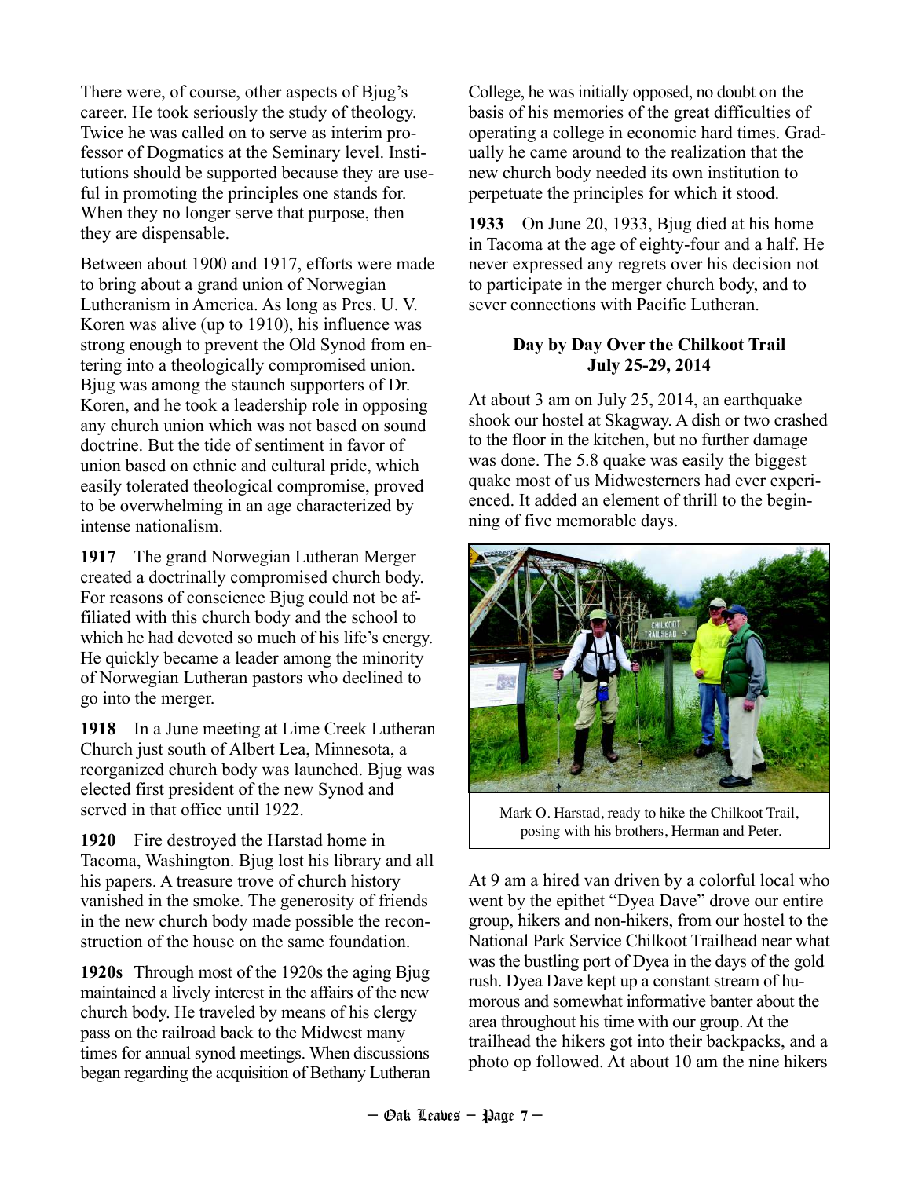There were, of course, other aspects of Bjug's career. He took seriously the study of theology. Twice he was called on to serve as interim professor of Dogmatics at the Seminary level. Institutions should be supported because they are useful in promoting the principles one stands for. When they no longer serve that purpose, then they are dispensable.

Between about 1900 and 1917, efforts were made to bring about a grand union of Norwegian Lutheranism in America. As long as Pres. U. V. Koren was alive (up to 1910), his influence was strong enough to prevent the Old Synod from entering into a theologically compromised union. Bjug was among the staunch supporters of Dr. Koren, and he took a leadership role in opposing any church union which was not based on sound doctrine. But the tide of sentiment in favor of union based on ethnic and cultural pride, which easily tolerated theological compromise, proved to be overwhelming in an age characterized by intense nationalism.

**1917** The grand Norwegian Lutheran Merger created a doctrinally compromised church body. For reasons of conscience Bjug could not be affiliated with this church body and the school to which he had devoted so much of his life's energy. He quickly became a leader among the minority of Norwegian Lutheran pastors who declined to go into the merger.

**1918** In a June meeting at Lime Creek Lutheran Church just south of Albert Lea, Minnesota, a reorganized church body was launched. Bjug was elected first president of the new Synod and served in that office until 1922.

**1920** Fire destroyed the Harstad home in Tacoma, Washington. Bjug lost his library and all his papers. A treasure trove of church history vanished in the smoke. The generosity of friends in the new church body made possible the reconstruction of the house on the same foundation.

**1920s** Through most of the 1920s the aging Bjug maintained a lively interest in the affairs of the new church body. He traveled by means of his clergy pass on the railroad back to the Midwest many times for annual synod meetings. When discussions began regarding the acquisition of Bethany Lutheran College, he was initially opposed, no doubt on the basis of his memories of the great difficulties of operating a college in economic hard times. Gradually he came around to the realization that the new church body needed its own institution to perpetuate the principles for which it stood.

**1933** On June 20, 1933, Bjug died at his home in Tacoma at the age of eighty-four and a half. He never expressed any regrets over his decision not to participate in the merger church body, and to sever connections with Pacific Lutheran.

### Day by Day Over the Chilkoot Trail
### July 25-29, 2014

At about 3 am on July 25, 2014, an earthquake shook our hostel at Skagway. A dish or two crashed to the floor in the kitchen, but no further damage was done. The 5.8 quake was easily the biggest quake most of us Midwesterners had ever experienced. It added an element of thrill to the beginning of five memorable days.

Mark O. Harstad, ready to hike the Chilkoot Trail, posing with his brothers, Herman and Peter.

At 9 am a hired van driven by a colorful local who went by the epithet "Dyea Dave" drove our entire group, hikers and non-hikers, from our hostel to the National Park Service Chilkoot Trailhead near what was the bustling port of Dyea in the days of the gold rush. Dyea Dave kept up a constant stream of humorous and somewhat informative banter about the area throughout his time with our group. At the trailhead the hikers got into their backpacks, and a photo op followed. At about 10 am the nine hikers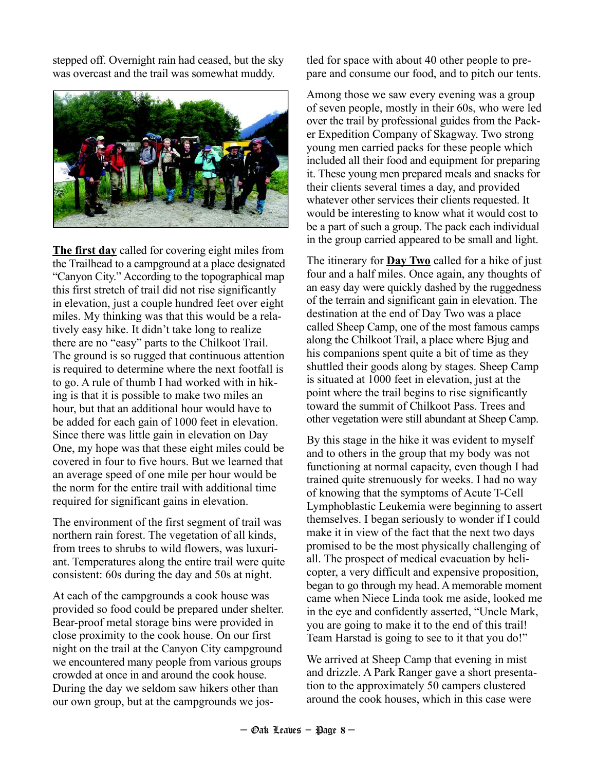stepped off. Overnight rain had ceased, but the sky was overcast and the trail was somewhat muddy.

**The first day** called for covering eight miles from the Trailhead to a campground at a place designated "Canyon City." According to the topographical map this first stretch of trail did not rise significantly in elevation, just a couple hundred feet over eight miles. My thinking was that this would be a relatively easy hike. It didn't take long to realize there are no "easy" parts to the Chilkoot Trail. The ground is so rugged that continuous attention is required to determine where the next footfall is to go. A rule of thumb I had worked with in hiking is that it is possible to make two miles an hour, but that an additional hour would have to be added for each gain of 1000 feet in elevation. Since there was little gain in elevation on Day One, my hope was that these eight miles could be covered in four to five hours. But we learned that an average speed of one mile per hour would be the norm for the entire trail with additional time required for significant gains in elevation.

The environment of the first segment of trail was northern rain forest. The vegetation of all kinds, from trees to shrubs to wild flowers, was luxuriant. Temperatures along the entire trail were quite consistent: 60s during the day and 50s at night.

At each of the campgrounds a cook house was provided so food could be prepared under shelter. Bear-proof metal storage bins were provided in close proximity to the cook house. On our first night on the trail at the Canyon City campground we encountered many people from various groups crowded at once in and around the cook house. During the day we seldom saw hikers other than our own group, but at the campgrounds we jostled for space with about 40 other people to prepare and consume our food, and to pitch our tents.

Among those we saw every evening was a group of seven people, mostly in their 60s, who were led over the trail by professional guides from the Packer Expedition Company of Skagway. Two strong young men carried packs for these people which included all their food and equipment for preparing it. These young men prepared meals and snacks for their clients several times a day, and provided whatever other services their clients requested. It would be interesting to know what it would cost to be a part of such a group. The pack each individual in the group carried appeared to be small and light.

The itinerary for **Day Two** called for a hike of just four and a half miles. Once again, any thoughts of an easy day were quickly dashed by the ruggedness of the terrain and significant gain in elevation. The destination at the end of Day Two was a place called Sheep Camp, one of the most famous camps along the Chilkoot Trail, a place where Bjug and his companions spent quite a bit of time as they shuttled their goods along by stages. Sheep Camp is situated at 1000 feet in elevation, just at the point where the trail begins to rise significantly toward the summit of Chilkoot Pass. Trees and other vegetation were still abundant at Sheep Camp.

By this stage in the hike it was evident to myself and to others in the group that my body was not functioning at normal capacity, even though I had trained quite strenuously for weeks. I had no way of knowing that the symptoms of Acute T-Cell Lymphoblastic Leukemia were beginning to assert themselves. I began seriously to wonder if I could make it in view of the fact that the next two days promised to be the most physically challenging of all. The prospect of medical evacuation by helicopter, a very difficult and expensive proposition, began to go through my head. A memorable moment came when Niece Linda took me aside, looked me in the eye and confidently asserted, "Uncle Mark, you are going to make it to the end of this trail! Team Harstad is going to see to it that you do!"

We arrived at Sheep Camp that evening in mist and drizzle. A Park Ranger gave a short presentation to the approximately 50 campers clustered around the cook houses, which in this case were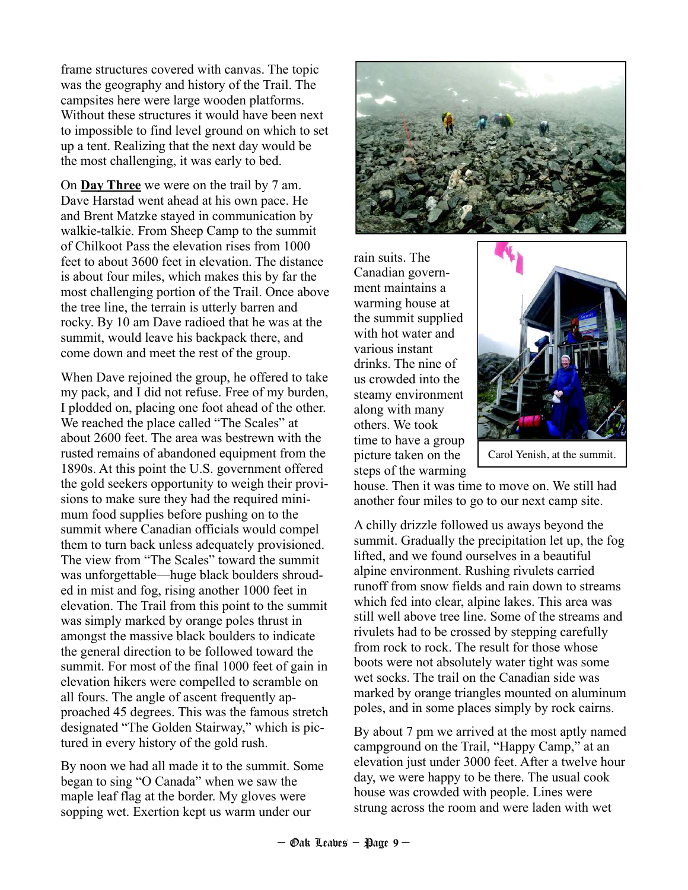frame structures covered with canvas. The topic was the geography and history of the Trail. The campsites here were large wooden platforms. Without these structures it would have been next to impossible to find level ground on which to set up a tent. Realizing that the next day would be the most challenging, it was early to bed.

On **Day Three** we were on the trail by 7 am. Dave Harstad went ahead at his own pace. He and Brent Matzke stayed in communication by walkie-talkie. From Sheep Camp to the summit of Chilkoot Pass the elevation rises from 1000 feet to about 3600 feet in elevation. The distance is about four miles, which makes this by far the most challenging portion of the Trail. Once above the tree line, the terrain is utterly barren and rocky. By 10 am Dave radioed that he was at the summit, would leave his backpack there, and come down and meet the rest of the group.

When Dave rejoined the group, he offered to take my pack, and I did not refuse. Free of my burden, I plodded on, placing one foot ahead of the other. We reached the place called "The Scales" at about 2600 feet. The area was bestrewn with the rusted remains of abandoned equipment from the 1890s. At this point the U.S. government offered the gold seekers opportunity to weigh their provisions to make sure they had the required minimum food supplies before pushing on to the summit where Canadian officials would compel them to turn back unless adequately provisioned. The view from "The Scales" toward the summit was unforgettable—huge black boulders shrouded in mist and fog, rising another 1000 feet in elevation. The Trail from this point to the summit was simply marked by orange poles thrust in amongst the massive black boulders to indicate the general direction to be followed toward the summit. For most of the final 1000 feet of gain in elevation hikers were compelled to scramble on all fours. The angle of ascent frequently approached 45 degrees. This was the famous stretch designated "The Golden Stairway," which is pictured in every history of the gold rush.

By noon we had all made it to the summit. Some began to sing "O Canada" when we saw the maple leaf flag at the border. My gloves were sopping wet. Exertion kept us warm under our rain suits. The Canadian government maintains a warming house at the summit supplied with hot water and various instant drinks. The nine of us crowded into the steamy environment along with many others. We took time to have a group picture taken on the steps of the warming house. Then it was time to move on. We still had another four miles to go to our next camp site.

Carol Yenish, at the summit.

A chilly drizzle followed us aways beyond the summit. Gradually the precipitation let up, the fog lifted, and we found ourselves in a beautiful alpine environment. Rushing rivulets carried runoff from snow fields and rain down to streams which fed into clear, alpine lakes. This area was still well above tree line. Some of the streams and rivulets had to be crossed by stepping carefully from rock to rock. The result for those whose boots were not absolutely water tight was some wet socks. The trail on the Canadian side was marked by orange triangles mounted on aluminum poles, and in some places simply by rock cairns.

By about 7 pm we arrived at the most aptly named campground on the Trail, "Happy Camp," at an elevation just under 3000 feet. After a twelve hour day, we were happy to be there. The usual cook house was crowded with people. Lines were strung across the room and were laden with wet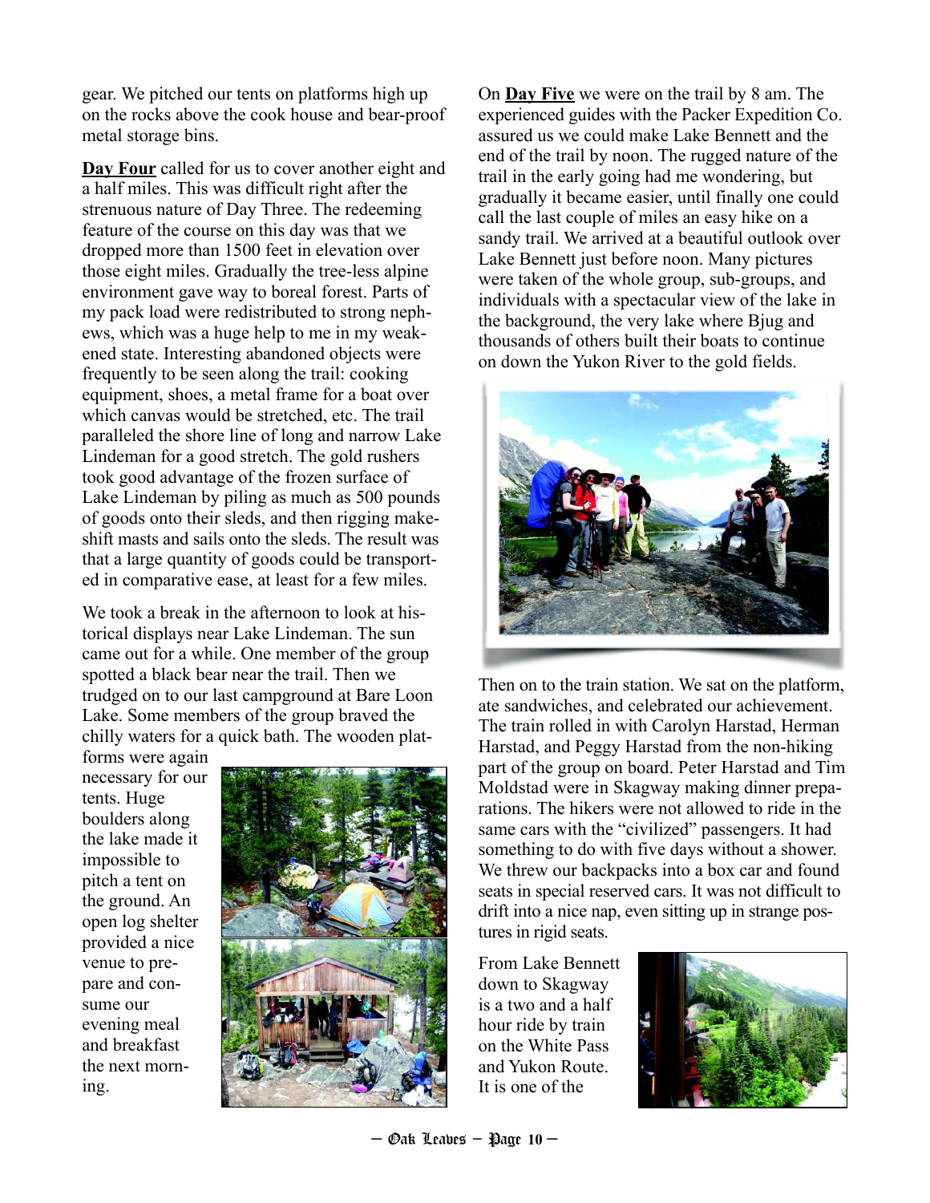gear. We pitched our tents on platforms high up on the rocks above the cook house and bear-proof metal storage bins.

**Day Four** called for us to cover another eight and a half miles. This was difficult right after the strenuous nature of Day Three. The redeeming feature of the course on this day was that we dropped more than 1500 feet in elevation over those eight miles. Gradually the tree-less alpine environment gave way to boreal forest. Parts of my pack load were redistributed to strong nephews, which was a huge help to me in my weakened state. Interesting abandoned objects were frequently to be seen along the trail: cooking equipment, shoes, a metal frame for a boat over which canvas would be stretched, etc. The trail paralleled the shore line of long and narrow Lake Lindeman for a good stretch. The gold rushers took good advantage of the frozen surface of Lake Lindeman by piling as much as 500 pounds of goods onto their sleds, and then rigging makeshift masts and sails onto the sleds. The result was that a large quantity of goods could be transported in comparative ease, at least for a few miles.

We took a break in the afternoon to look at historical displays near Lake Lindeman. The sun came out for a while. One member of the group spotted a black bear near the trail. Then we trudged on to our last campground at Bare Loon Lake. Some members of the group braved the chilly waters for a quick bath. The wooden platforms were again necessary for our tents. Huge boulders along the lake made it impossible to pitch a tent on the ground. An open log shelter provided a nice venue to prepare and consume our evening meal and breakfast the next morning.

On **Day Five** we were on the trail by 8 am. The experienced guides with the Packer Expedition Co. assured us we could make Lake Bennett and the end of the trail by noon. The rugged nature of the trail in the early going had me wondering, but gradually it became easier, until finally one could call the last couple of miles an easy hike on a sandy trail. We arrived at a beautiful outlook over Lake Bennett just before noon. Many pictures were taken of the whole group, sub-groups, and individuals with a spectacular view of the lake in the background, the very lake where Bjug and thousands of others built their boats to continue on down the Yukon River to the gold fields.

Then on to the train station. We sat on the platform, ate sandwiches, and celebrated our achievement. The train rolled in with Carolyn Harstad, Herman Harstad, and Peggy Harstad from the non-hiking part of the group on board. Peter Harstad and Tim Moldstad were in Skagway making dinner preparations. The hikers were not allowed to ride in the same cars with the "civilized" passengers. It had something to do with five days without a shower. We threw our backpacks into a box car and found seats in special reserved cars. It was not difficult to drift into a nice nap, even sitting up in strange postures in rigid seats.

From Lake Bennett down to Skagway is a two and a half hour ride by train on the White Pass and Yukon Route. It is one of the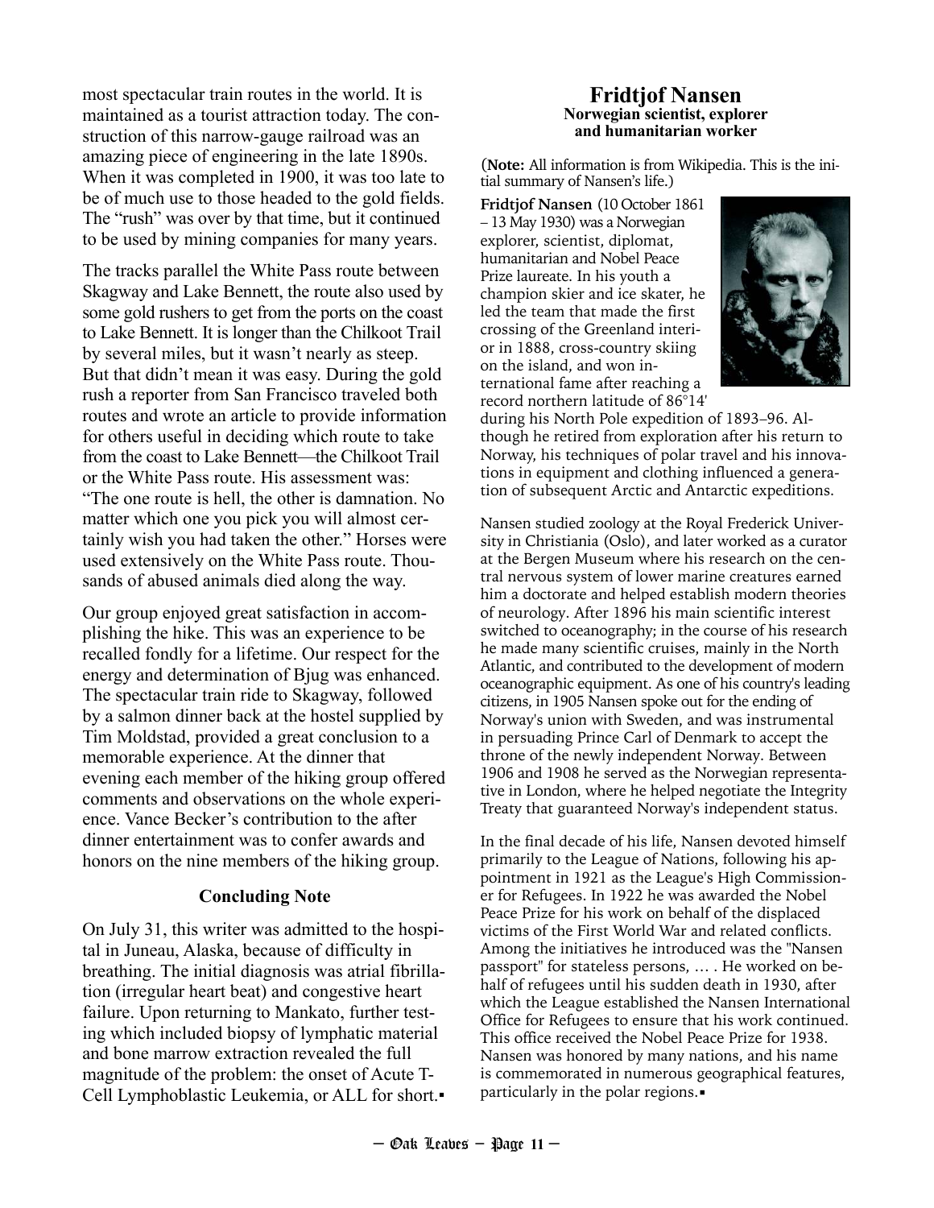most spectacular train routes in the world. It is maintained as a tourist attraction today. The construction of this narrow-gauge railroad was an amazing piece of engineering in the late 1890s. When it was completed in 1900, it was too late to be of much use to those headed to the gold fields. The "rush" was over by that time, but it continued to be used by mining companies for many years.

The tracks parallel the White Pass route between Skagway and Lake Bennett, the route also used by some gold rushers to get from the ports on the coast to Lake Bennett. It is longer than the Chilkoot Trail by several miles, but it wasn't nearly as steep. But that didn't mean it was easy. During the gold rush a reporter from San Francisco traveled both routes and wrote an article to provide information for others useful in deciding which route to take from the coast to Lake Bennett—the Chilkoot Trail or the White Pass route. His assessment was: "The one route is hell, the other is damnation. No matter which one you pick you will almost certainly wish you had taken the other." Horses were used extensively on the White Pass route. Thousands of abused animals died along the way.

Our group enjoyed great satisfaction in accomplishing the hike. This was an experience to be recalled fondly for a lifetime. Our respect for the energy and determination of Bjug was enhanced. The spectacular train ride to Skagway, followed by a salmon dinner back at the hostel supplied by Tim Moldstad, provided a great conclusion to a memorable experience. At the dinner that evening each member of the hiking group offered comments and observations on the whole experience. Vance Becker's contribution to the after dinner entertainment was to confer awards and honors on the nine members of the hiking group.

### Concluding Note

On July 31, this writer was admitted to the hospital in Juneau, Alaska, because of difficulty in breathing. The initial diagnosis was atrial fibrillation (irregular heart beat) and congestive heart failure. Upon returning to Mankato, further testing which included biopsy of lymphatic material and bone marrow extraction revealed the full magnitude of the problem: the onset of Acute T-Cell Lymphoblastic Leukemia, or ALL for short.▪

## Fridtjof Nansen

**Norwegian scientist, explorer and humanitarian worker**

(**Note:** All information is from Wikipedia. This is the initial summary of Nansen's life.)

**Fridtjof Nansen** (10 October 1861 – 13 May 1930) was a Norwegian explorer, scientist, diplomat, humanitarian and Nobel Peace Prize laureate. In his youth a champion skier and ice skater, he led the team that made the first crossing of the Greenland interior in 1888, cross-country skiing on the island, and won international fame after reaching a record northern latitude of 86°14' during his North Pole expedition of 1893–96. Although he retired from exploration after his return to Norway, his techniques of polar travel and his innovations in equipment and clothing influenced a generation of subsequent Arctic and Antarctic expeditions.

Nansen studied zoology at the Royal Frederick University in Christiania (Oslo), and later worked as a curator at the Bergen Museum where his research on the central nervous system of lower marine creatures earned him a doctorate and helped establish modern theories of neurology. After 1896 his main scientific interest switched to oceanography; in the course of his research he made many scientific cruises, mainly in the North Atlantic, and contributed to the development of modern oceanographic equipment. As one of his country's leading citizens, in 1905 Nansen spoke out for the ending of Norway's union with Sweden, and was instrumental in persuading Prince Carl of Denmark to accept the throne of the newly independent Norway. Between 1906 and 1908 he served as the Norwegian representative in London, where he helped negotiate the Integrity Treaty that guaranteed Norway's independent status.

In the final decade of his life, Nansen devoted himself primarily to the League of Nations, following his appointment in 1921 as the League's High Commissioner for Refugees. In 1922 he was awarded the Nobel Peace Prize for his work on behalf of the displaced victims of the First World War and related conflicts. Among the initiatives he introduced was the "Nansen passport" for stateless persons, … . He worked on behalf of refugees until his sudden death in 1930, after which the League established the Nansen International Office for Refugees to ensure that his work continued. This office received the Nobel Peace Prize for 1938. Nansen was honored by many nations, and his name is commemorated in numerous geographical features, particularly in the polar regions.▪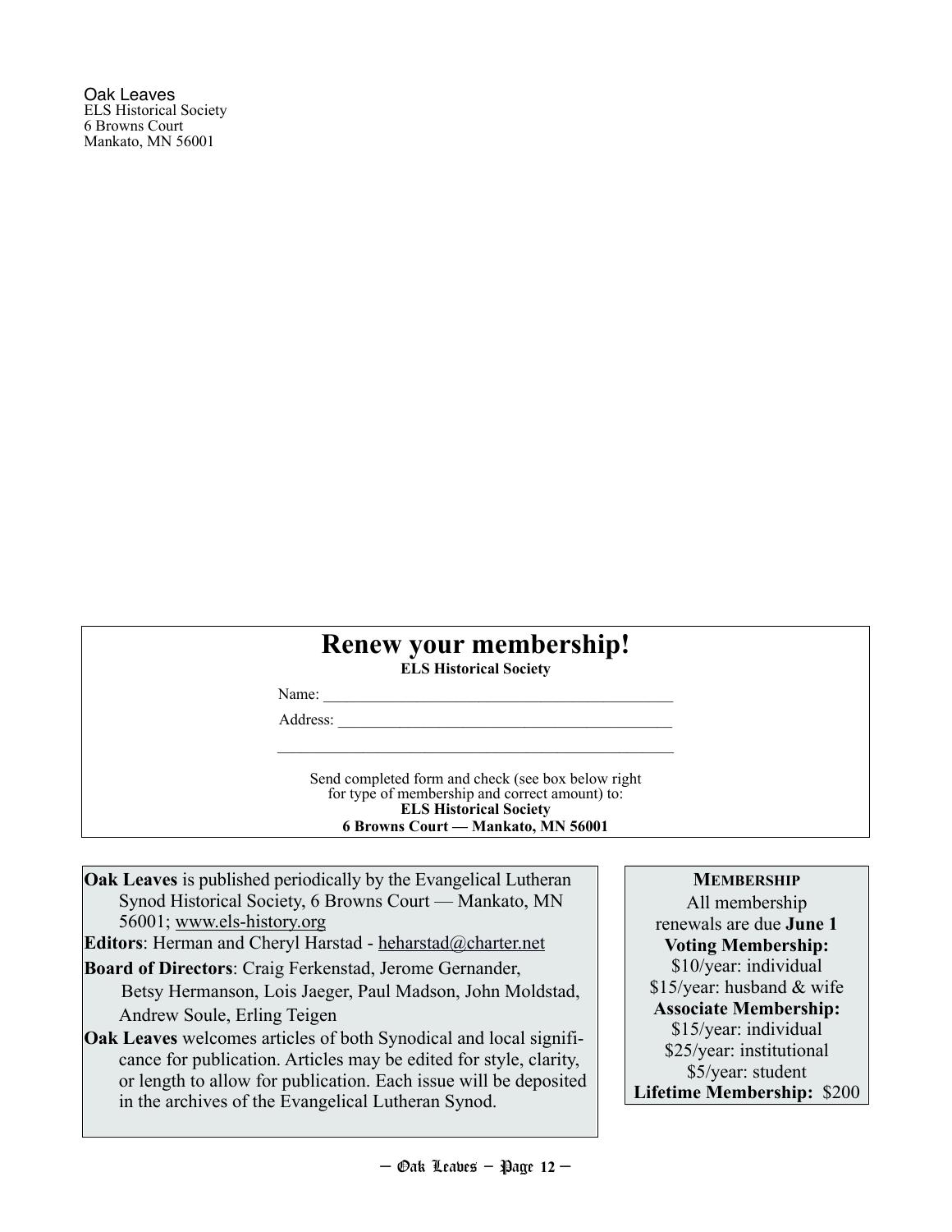Oak Leaves
ELS Historical Society
6 Browns Court
Mankato, MN 56001

# Renew your membership!

**ELS Historical Society**

Name: ____________________________________________

Address: __________________________________________

__________________________________________________

Send completed form and check (see box below right for type of membership and correct amount) to:
**ELS Historical Society**
**6 Browns Court — Mankato, MN 56001**

**Oak Leaves** is published periodically by the Evangelical Lutheran Synod Historical Society, 6 Browns Court — Mankato, MN 56001; www.els-history.org

**Editors**: Herman and Cheryl Harstad - heharstad@charter.net

**Board of Directors**: Craig Ferkenstad, Jerome Gernander, Betsy Hermanson, Lois Jaeger, Paul Madson, John Moldstad, Andrew Soule, Erling Teigen

**Oak Leaves** welcomes articles of both Synodical and local significance for publication. Articles may be edited for style, clarity, or length to allow for publication. Each issue will be deposited in the archives of the Evangelical Lutheran Synod.

**MEMBERSHIP**

All membership renewals are due **June 1**

**Voting Membership:**
$10/year: individual
$15/year: husband & wife

**Associate Membership:**
$15/year: individual
$25/year: institutional
$5/year: student

**Lifetime Membership:** $200